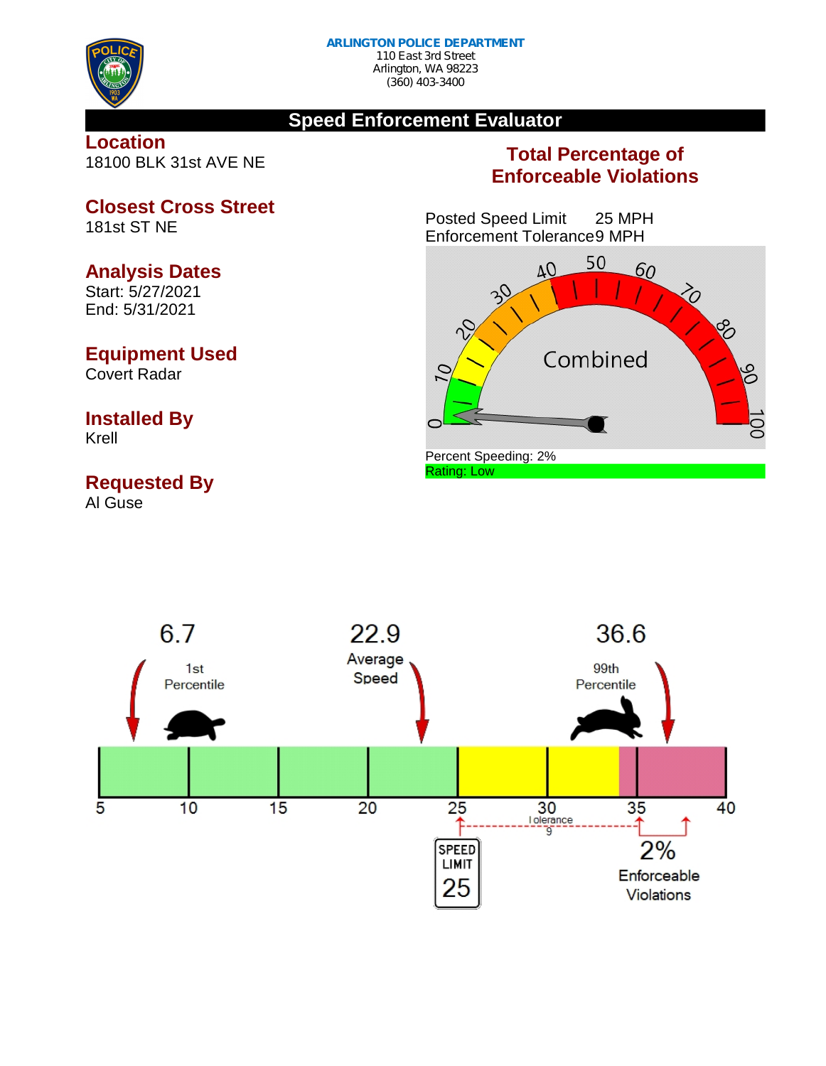**ARLINGTON POLICE DEPARTMENT**
110 East 3rd Street
Arlington, WA 98223
(360) 403-3400

# Speed Enforcement Evaluator

## Location
18100 BLK 31st AVE NE

## Closest Cross Street
181st ST NE

## Analysis Dates
Start: 5/27/2021
End: 5/31/2021

## Equipment Used
Covert Radar

## Installed By
Krell

## Requested By
Al Guse

## Total Percentage of Enforceable Violations

Posted Speed Limit 25 MPH
Enforcement Tolerance 9 MPH

Combined

Percent Speeding: 2%
Rating: Low

6.7 — 1st Percentile

22.9 — Average Speed

36.6 — 99th Percentile

Speed Limit 25

Tolerance 9

2% Enforceable Violations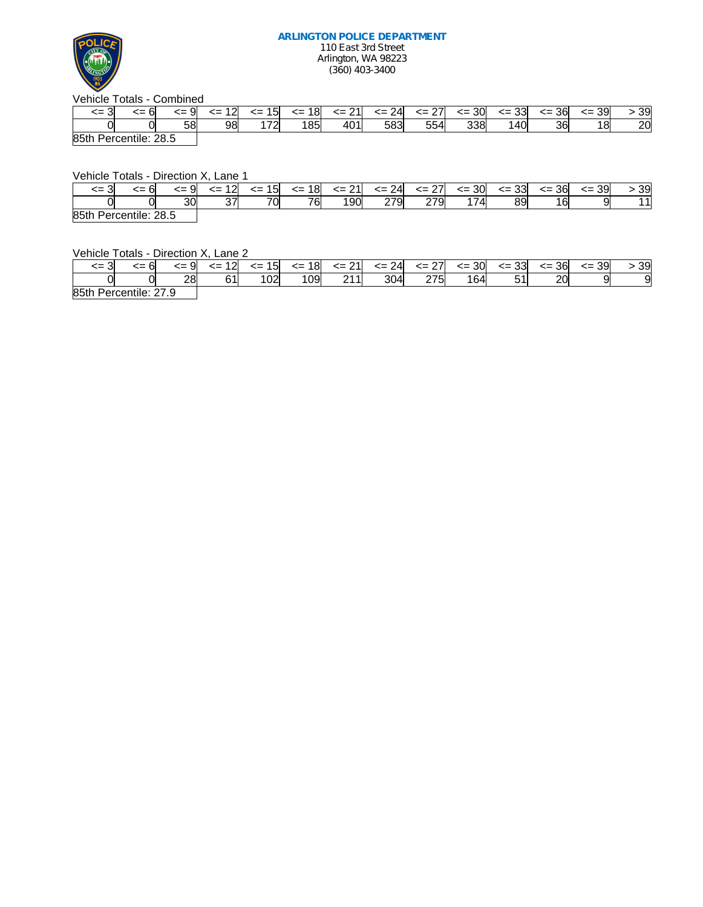**ARLINGTON POLICE DEPARTMENT**
110 East 3rd Street
Arlington, WA 98223
(360) 403-3400

Vehicle Totals - Combined

| <= 3 | <= 6 | <= 9 | <= 12 | <= 15 | <= 18 | <= 21 | <= 24 | <= 27 | <= 30 | <= 33 | <= 36 | <= 39 | > 39 |
|---|---|---|---|---|---|---|---|---|---|---|---|---|---|
| 0 | 0 | 58 | 98 | 172 | 185 | 401 | 583 | 554 | 338 | 140 | 36 | 18 | 20 |

85th Percentile: 28.5

Vehicle Totals - Direction X, Lane 1

| <= 3 | <= 6 | <= 9 | <= 12 | <= 15 | <= 18 | <= 21 | <= 24 | <= 27 | <= 30 | <= 33 | <= 36 | <= 39 | > 39 |
|---|---|---|---|---|---|---|---|---|---|---|---|---|---|
| 0 | 0 | 30 | 37 | 70 | 76 | 190 | 279 | 279 | 174 | 89 | 16 | 9 | 11 |

85th Percentile: 28.5

Vehicle Totals - Direction X, Lane 2

| <= 3 | <= 6 | <= 9 | <= 12 | <= 15 | <= 18 | <= 21 | <= 24 | <= 27 | <= 30 | <= 33 | <= 36 | <= 39 | > 39 |
|---|---|---|---|---|---|---|---|---|---|---|---|---|---|
| 0 | 0 | 28 | 61 | 102 | 109 | 211 | 304 | 275 | 164 | 51 | 20 | 9 | 9 |

85th Percentile: 27.9